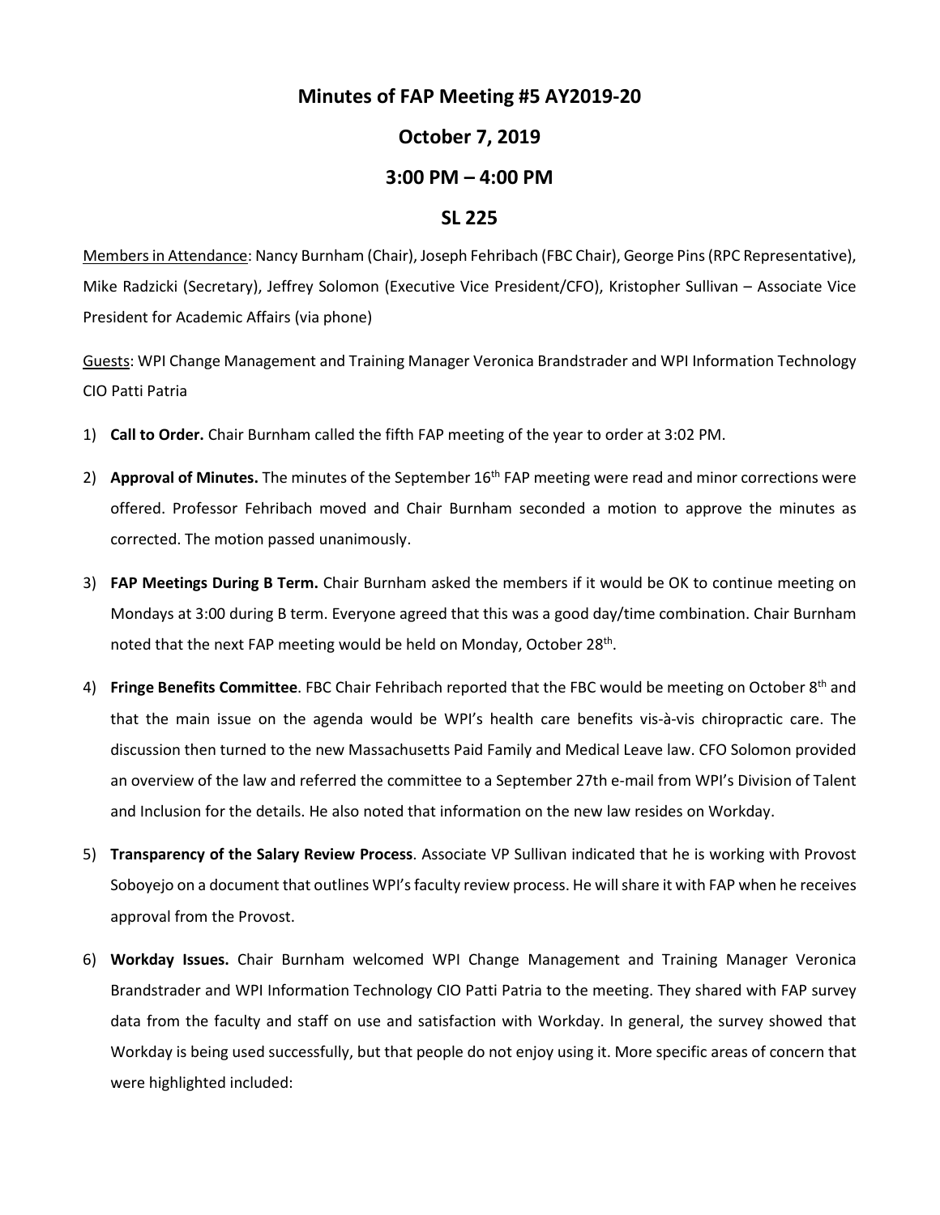# Minutes of FAP Meeting #5 AY2019-20

## October 7, 2019

## 3:00 PM – 4:00 PM

## SL 225

Members in Attendance: Nancy Burnham (Chair), Joseph Fehribach (FBC Chair), George Pins (RPC Representative), Mike Radzicki (Secretary), Jeffrey Solomon (Executive Vice President/CFO), Kristopher Sullivan – Associate Vice President for Academic Affairs (via phone)

Guests: WPI Change Management and Training Manager Veronica Brandstrader and WPI Information Technology CIO Patti Patria

1) **Call to Order.** Chair Burnham called the fifth FAP meeting of the year to order at 3:02 PM.

2) **Approval of Minutes.** The minutes of the September 16th FAP meeting were read and minor corrections were offered. Professor Fehribach moved and Chair Burnham seconded a motion to approve the minutes as corrected. The motion passed unanimously.

3) **FAP Meetings During B Term.** Chair Burnham asked the members if it would be OK to continue meeting on Mondays at 3:00 during B term. Everyone agreed that this was a good day/time combination. Chair Burnham noted that the next FAP meeting would be held on Monday, October 28th.

4) **Fringe Benefits Committee**. FBC Chair Fehribach reported that the FBC would be meeting on October 8th and that the main issue on the agenda would be WPI's health care benefits vis-à-vis chiropractic care. The discussion then turned to the new Massachusetts Paid Family and Medical Leave law. CFO Solomon provided an overview of the law and referred the committee to a September 27th e-mail from WPI's Division of Talent and Inclusion for the details. He also noted that information on the new law resides on Workday.

5) **Transparency of the Salary Review Process**. Associate VP Sullivan indicated that he is working with Provost Soboyejo on a document that outlines WPI's faculty review process. He will share it with FAP when he receives approval from the Provost.

6) **Workday Issues.** Chair Burnham welcomed WPI Change Management and Training Manager Veronica Brandstrader and WPI Information Technology CIO Patti Patria to the meeting. They shared with FAP survey data from the faculty and staff on use and satisfaction with Workday. In general, the survey showed that Workday is being used successfully, but that people do not enjoy using it. More specific areas of concern that were highlighted included: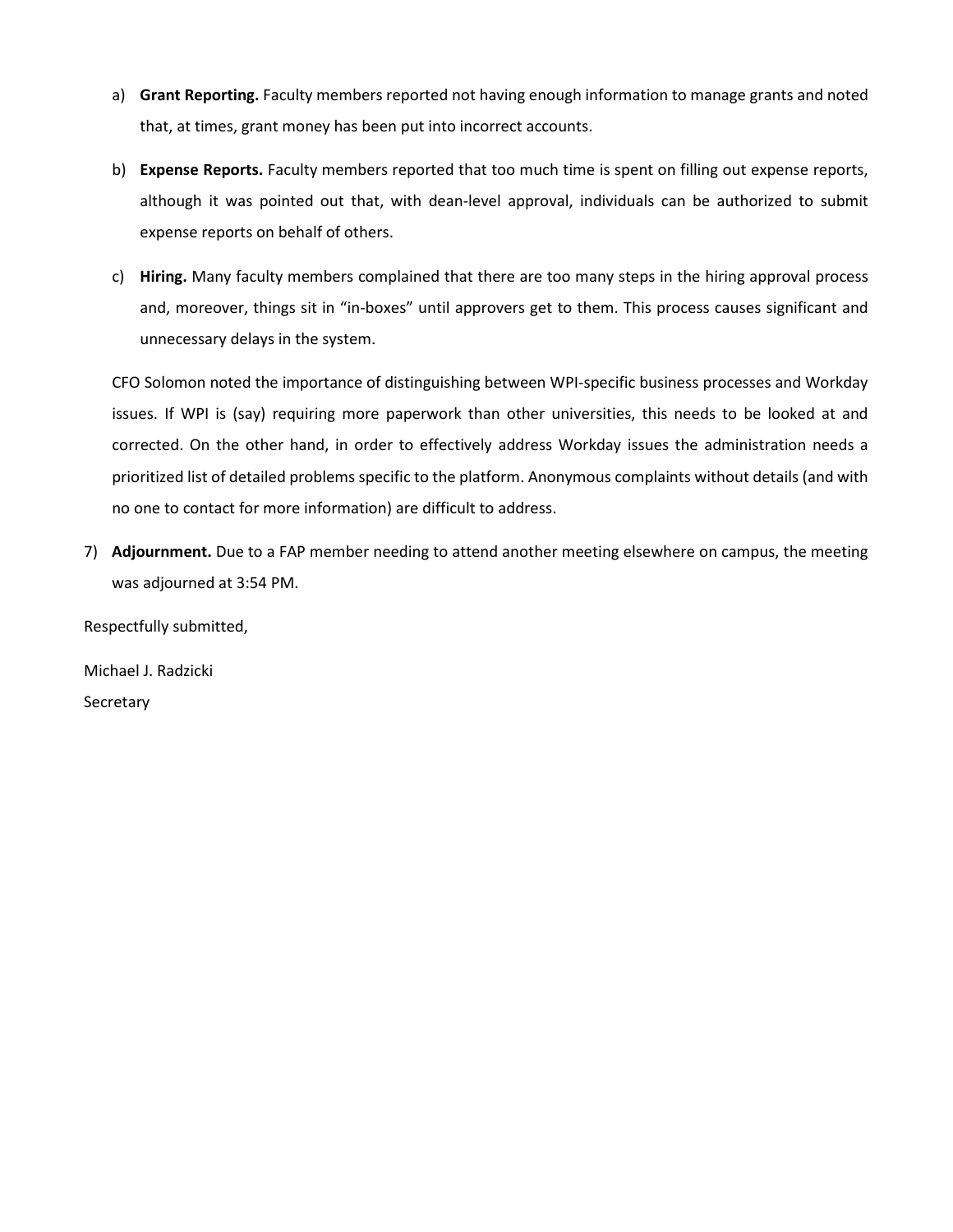a) **Grant Reporting.** Faculty members reported not having enough information to manage grants and noted that, at times, grant money has been put into incorrect accounts.

b) **Expense Reports.** Faculty members reported that too much time is spent on filling out expense reports, although it was pointed out that, with dean-level approval, individuals can be authorized to submit expense reports on behalf of others.

c) **Hiring.** Many faculty members complained that there are too many steps in the hiring approval process and, moreover, things sit in "in-boxes" until approvers get to them. This process causes significant and unnecessary delays in the system.

CFO Solomon noted the importance of distinguishing between WPI-specific business processes and Workday issues. If WPI is (say) requiring more paperwork than other universities, this needs to be looked at and corrected. On the other hand, in order to effectively address Workday issues the administration needs a prioritized list of detailed problems specific to the platform. Anonymous complaints without details (and with no one to contact for more information) are difficult to address.

7) **Adjournment.** Due to a FAP member needing to attend another meeting elsewhere on campus, the meeting was adjourned at 3:54 PM.

Respectfully submitted,

Michael J. Radzicki
Secretary